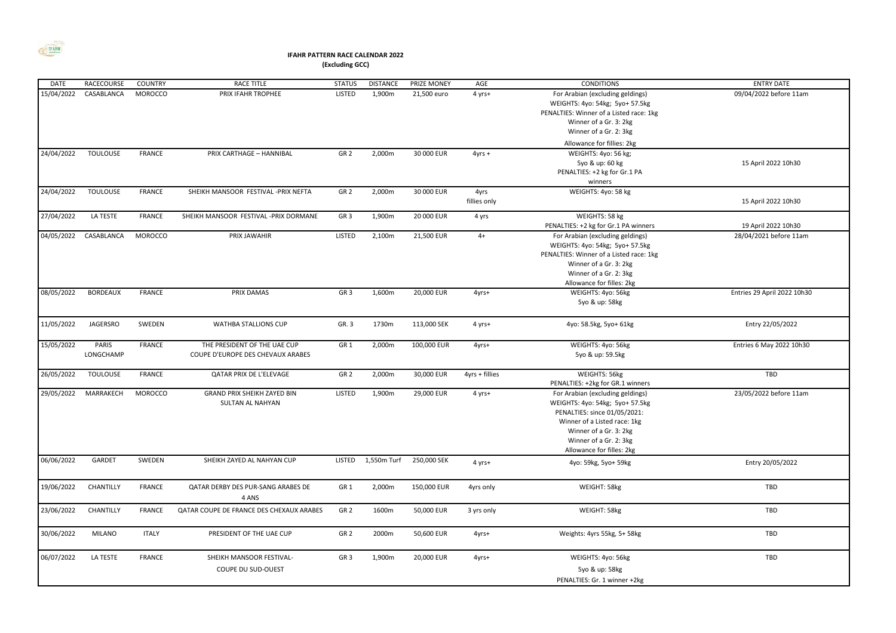# IFAHR PATTERN RACE CALENDAR 2022
**(Excluding GCC)**

| DATE | RACECOURSE | COUNTRY | RACE TITLE | STATUS | DISTANCE | PRIZE MONEY | AGE | CONDITIONS | ENTRY DATE |
|---|---|---|---|---|---|---|---|---|---|
| 15/04/2022 | CASABLANCA | MOROCCO | PRIX IFAHR TROPHEE | LISTED | 1,900m | 21,500 euro | 4 yrs+ | For Arabian (excluding geldings)<br>WEIGHTS: 4yo: 54kg; 5yo+ 57.5kg<br>PENALTIES: Winner of a Listed race: 1kg<br>Winner of a Gr. 3: 2kg<br>Winner of a Gr. 2: 3kg<br>Allowance for fillies: 2kg | 09/04/2022 before 11am |
| 24/04/2022 | TOULOUSE | FRANCE | PRIX CARTHAGE – HANNIBAL | GR 2 | 2,000m | 30 000 EUR | 4yrs + | WEIGHTS: 4yo: 56 kg;<br>5yo & up: 60 kg<br>PENALTIES: +2 kg for Gr.1 PA winners | 15 April 2022 10h30 |
| 24/04/2022 | TOULOUSE | FRANCE | SHEIKH MANSOOR FESTIVAL -PRIX NEFTA | GR 2 | 2,000m | 30 000 EUR | 4yrs fillies only | WEIGHTS: 4yo: 58 kg | 15 April 2022 10h30 |
| 27/04/2022 | LA TESTE | FRANCE | SHEIKH MANSOOR FESTIVAL -PRIX DORMANE | GR 3 | 1,900m | 20 000 EUR | 4 yrs | WEIGHTS: 58 kg<br>PENALTIES: +2 kg for Gr.1 PA winners | 19 April 2022 10h30 |
| 04/05/2022 | CASABLANCA | MOROCCO | PRIX JAWAHIR | LISTED | 2,100m | 21,500 EUR | 4+ | For Arabian (excluding geldings)<br>WEIGHTS: 4yo: 54kg; 5yo+ 57.5kg<br>PENALTIES: Winner of a Listed race: 1kg<br>Winner of a Gr. 3: 2kg<br>Winner of a Gr. 2: 3kg<br>Allowance for filles: 2kg | 28/04/2021 before 11am |
| 08/05/2022 | BORDEAUX | FRANCE | PRIX DAMAS | GR 3 | 1,600m | 20,000 EUR | 4yrs+ | WEIGHTS: 4yo: 56kg<br>5yo & up: 58kg | Entries 29 April 2022 10h30 |
| 11/05/2022 | JAGERSRO | SWEDEN | WATHBA STALLIONS CUP | GR. 3 | 1730m | 113,000 SEK | 4 yrs+ | 4yo: 58.5kg, 5yo+ 61kg | Entry 22/05/2022 |
| 15/05/2022 | PARIS LONGCHAMP | FRANCE | THE PRESIDENT OF THE UAE CUP<br>COUPE D'EUROPE DES CHEVAUX ARABES | GR 1 | 2,000m | 100,000 EUR | 4yrs+ | WEIGHTS: 4yo: 56kg<br>5yo & up: 59.5kg | Entries 6 May 2022 10h30 |
| 26/05/2022 | TOULOUSE | FRANCE | QATAR PRIX DE L'ELEVAGE | GR 2 | 2,000m | 30,000 EUR | 4yrs + fillies | WEIGHTS: 56kg<br>PENALTIES: +2kg for GR.1 winners | TBD |
| 29/05/2022 | MARRAKECH | MOROCCO | GRAND PRIX SHEIKH ZAYED BIN SULTAN AL NAHYAN | LISTED | 1,900m | 29,000 EUR | 4 yrs+ | For Arabian (excluding geldings)<br>WEIGHTS: 4yo: 54kg; 5yo+ 57.5kg<br>PENALTIES: since 01/05/2021:<br>Winner of a Listed race: 1kg<br>Winner of a Gr. 3: 2kg<br>Winner of a Gr. 2: 3kg<br>Allowance for filles: 2kg | 23/05/2022 before 11am |
| 06/06/2022 | GARDET | SWEDEN | SHEIKH ZAYED AL NAHYAN CUP | LISTED | 1,550m Turf | 250,000 SEK | 4 yrs+ | 4yo: 59kg, 5yo+ 59kg | Entry 20/05/2022 |
| 19/06/2022 | CHANTILLY | FRANCE | QATAR DERBY DES PUR-SANG ARABES DE 4 ANS | GR 1 | 2,000m | 150,000 EUR | 4yrs only | WEIGHT: 58kg | TBD |
| 23/06/2022 | CHANTILLY | FRANCE | QATAR COUPE DE FRANCE DES CHEXAUX ARABES | GR 2 | 1600m | 50,000 EUR | 3 yrs only | WEIGHT: 58kg | TBD |
| 30/06/2022 | MILANO | ITALY | PRESIDENT OF THE UAE CUP | GR 2 | 2000m | 50,600 EUR | 4yrs+ | Weights: 4yrs 55kg, 5+ 58kg | TBD |
| 06/07/2022 | LA TESTE | FRANCE | SHEIKH MANSOOR FESTIVAL-<br>COUPE DU SUD-OUEST | GR 3 | 1,900m | 20,000 EUR | 4yrs+ | WEIGHTS: 4yo: 56kg<br>5yo & up: 58kg<br>PENALTIES: Gr. 1 winner +2kg | TBD |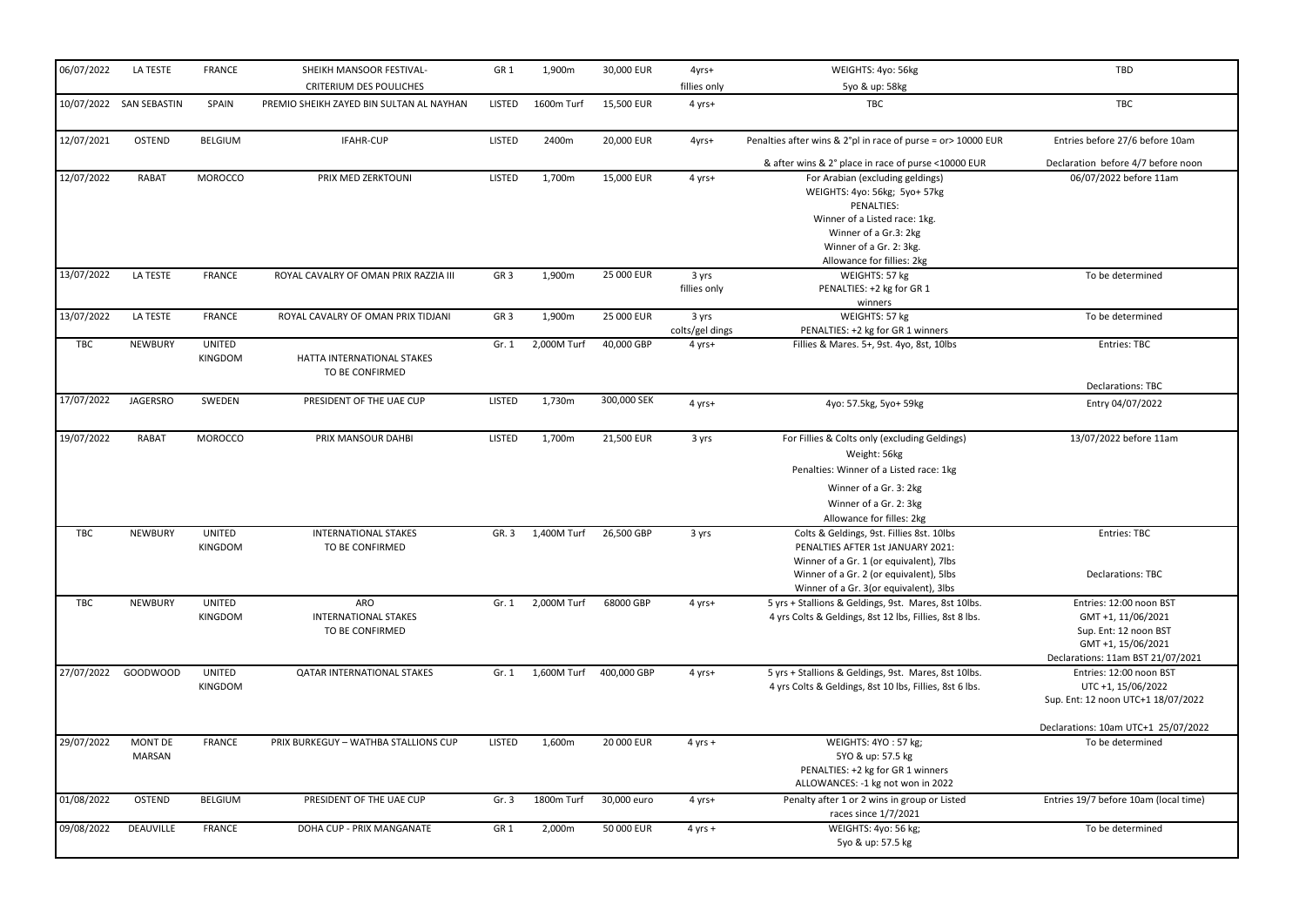| 06/07/2022 | LA TESTE | FRANCE | SHEIKH MANSOOR FESTIVAL- CRITERIUM DES POULICHES | GR 1 | 1,900m | 30,000 EUR | 4yrs+ fillies only | WEIGHTS: 4yo: 56kg 5yo & up: 58kg | TBD |
|---|---|---|---|---|---|---|---|---|---|
| 10/07/2022 | SAN SEBASTIN | SPAIN | PREMIO SHEIKH ZAYED BIN SULTAN AL NAYHAN | LISTED | 1600m Turf | 15,500 EUR | 4 yrs+ | TBC | TBC |
| 12/07/2021 | OSTEND | BELGIUM | IFAHR-CUP | LISTED | 2400m | 20,000 EUR | 4yrs+ | Penalties after wins & 2°pl in race of purse = or> 10000 EUR & after wins & 2° place in race of purse <10000 EUR | Entries before 27/6 before 10am Declaration before 4/7 before noon |
| 12/07/2022 | RABAT | MOROCCO | PRIX MED ZERKTOUNI | LISTED | 1,700m | 15,000 EUR | 4 yrs+ | For Arabian (excluding geldings) WEIGHTS: 4yo: 56kg; 5yo+ 57kg PENALTIES: Winner of a Listed race: 1kg. Winner of a Gr.3: 2kg Winner of a Gr. 2: 3kg. Allowance for fillies: 2kg | 06/07/2022 before 11am |
| 13/07/2022 | LA TESTE | FRANCE | ROYAL CAVALRY OF OMAN PRIX RAZZIA III | GR 3 | 1,900m | 25 000 EUR | 3 yrs fillies only | WEIGHTS: 57 kg PENALTIES: +2 kg for GR 1 winners | To be determined |
| 13/07/2022 | LA TESTE | FRANCE | ROYAL CAVALRY OF OMAN PRIX TIDJANI | GR 3 | 1,900m | 25 000 EUR | 3 yrs colts/gel dings | WEIGHTS: 57 kg PENALTIES: +2 kg for GR 1 winners | To be determined |
| TBC | NEWBURY | UNITED KINGDOM | HATTA INTERNATIONAL STAKES TO BE CONFIRMED | Gr. 1 | 2,000M Turf | 40,000 GBP | 4 yrs+ | Fillies & Mares. 5+, 9st. 4yo, 8st, 10lbs | Entries: TBC Declarations: TBC |
| 17/07/2022 | JAGERSRO | SWEDEN | PRESIDENT OF THE UAE CUP | LISTED | 1,730m | 300,000 SEK | 4 yrs+ | 4yo: 57.5kg, 5yo+ 59kg | Entry 04/07/2022 |
| 19/07/2022 | RABAT | MOROCCO | PRIX MANSOUR DAHBI | LISTED | 1,700m | 21,500 EUR | 3 yrs | For Fillies & Colts only (excluding Geldings) Weight: 56kg Penalties: Winner of a Listed race: 1kg Winner of a Gr. 3: 2kg Winner of a Gr. 2: 3kg Allowance for filles: 2kg | 13/07/2022 before 11am |
| TBC | NEWBURY | UNITED KINGDOM | INTERNATIONAL STAKES TO BE CONFIRMED | GR. 3 | 1,400M Turf | 26,500 GBP | 3 yrs | Colts & Geldings, 9st. Fillies 8st. 10lbs PENALTIES AFTER 1st JANUARY 2021: Winner of a Gr. 1 (or equivalent), 7lbs Winner of a Gr. 2 (or equivalent), 5lbs Winner of a Gr. 3(or equivalent), 3lbs | Entries: TBC Declarations: TBC |
| TBC | NEWBURY | UNITED KINGDOM | ARO INTERNATIONAL STAKES TO BE CONFIRMED | Gr. 1 | 2,000M Turf | 68000 GBP | 4 yrs+ | 5 yrs + Stallions & Geldings, 9st. Mares, 8st 10lbs. 4 yrs Colts & Geldings, 8st 12 lbs, Fillies, 8st 8 lbs. | Entries: 12:00 noon BST GMT +1, 11/06/2021 Sup. Ent: 12 noon BST GMT +1, 15/06/2021 Declarations: 11am BST 21/07/2021 |
| 27/07/2022 | GOODWOOD | UNITED KINGDOM | QATAR INTERNATIONAL STAKES | Gr. 1 | 1,600M Turf | 400,000 GBP | 4 yrs+ | 5 yrs + Stallions & Geldings, 9st. Mares, 8st 10lbs. 4 yrs Colts & Geldings, 8st 10 lbs, Fillies, 8st 6 lbs. | Entries: 12:00 noon BST UTC +1, 15/06/2022 Sup. Ent: 12 noon UTC+1 18/07/2022 Declarations: 10am UTC+1 25/07/2022 |
| 29/07/2022 | MONT DE MARSAN | FRANCE | PRIX BURKEGUY – WATHBA STALLIONS CUP | LISTED | 1,600m | 20 000 EUR | 4 yrs + | WEIGHTS: 4YO : 57 kg; 5YO & up: 57.5 kg PENALTIES: +2 kg for GR 1 winners ALLOWANCES: -1 kg not won in 2022 | To be determined |
| 01/08/2022 | OSTEND | BELGIUM | PRESIDENT OF THE UAE CUP | Gr. 3 | 1800m Turf | 30,000 euro | 4 yrs+ | Penalty after 1 or 2 wins in group or Listed races since 1/7/2021 | Entries 19/7 before 10am (local time) |
| 09/08/2022 | DEAUVILLE | FRANCE | DOHA CUP - PRIX MANGANATE | GR 1 | 2,000m | 50 000 EUR | 4 yrs + | WEIGHTS: 4yo: 56 kg; 5yo & up: 57.5 kg | To be determined |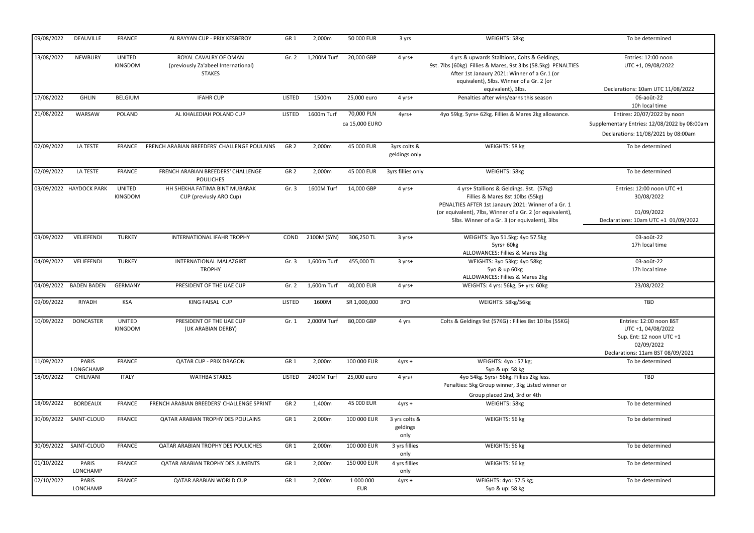| 09/08/2022 | DEAUVILLE | FRANCE | AL RAYYAN CUP - PRIX KESBEROY | GR 1 | 2,000m | 50 000 EUR | 3 yrs | WEIGHTS: 58kg | To be determined |
|---|---|---|---|---|---|---|---|---|---|
| 13/08/2022 | NEWBURY | UNITED KINGDOM | ROYAL CAVALRY OF OMAN (previously Za'abeel International) STAKES | Gr. 2 | 1,200M Turf | 20,000 GBP | 4 yrs+ | 4 yrs & upwards Stalltions, Colts & Geldings, 9st. 7lbs (60kg) Fillies & Mares, 9st 3lbs (58.5kg) PENALTIES After 1st Janaury 2021: Winner of a Gr.1 (or equivalent), 5lbs. Winner of a Gr. 2 (or equivalent), 3lbs. | Entries: 12:00 noon UTC +1, 09/08/2022 Declarations: 10am UTC 11/08/2022 |
| 17/08/2022 | GHLIN | BELGIUM | IFAHR CUP | LISTED | 1500m | 25,000 euro | 4 yrs+ | Penalties after wins/earns this season | 06-août-22 10h local time |
| 21/08/2022 | WARSAW | POLAND | AL KHALEDIAH POLAND CUP | LISTED | 1600m Turf | 70,000 PLN ca 15,000 EURO | 4yrs+ | 4yo 59kg. 5yrs+ 62kg. Fillies & Mares 2kg allowance. | Entires: 20/07/2022 by noon Supplementary Entries: 12/08/2022 by 08:00am Declarations: 11/08/2021 by 08:00am |
| 02/09/2022 | LA TESTE | FRANCE | FRENCH ARABIAN BREEDERS' CHALLENGE POULAINS | GR 2 | 2,000m | 45 000 EUR | 3yrs colts & geldings only | WEIGHTS: 58 kg | To be determined |
| 02/09/2022 | LA TESTE | FRANCE | FRENCH ARABIAN BREEDERS' CHALLENGE POULICHES | GR 2 | 2,000m | 45 000 EUR | 3yrs fillies only | WEIGHTS: 58kg | To be determined |
| 03/09/2022 | HAYDOCK PARK | UNITED KINGDOM | HH SHEKHA FATIMA BINT MUBARAK CUP (previusly ARO Cup) | Gr. 3 | 1600M Turf | 14,000 GBP | 4 yrs+ | 4 yrs+ Stallions & Geldings. 9st. (57kg) Fillies & Mares 8st 10lbs (55kg) PENALTIES AFTER 1st Janaury 2021: Winner of a Gr. 1 (or equivalent), 7lbs, Winner of a Gr. 2 (or equivalent), 5lbs. Winner of a Gr. 3 (or equivalent), 3lbs | Entries: 12:00 noon UTC +1 30/08/2022 01/09/2022 Declarations: 10am UTC +1 01/09/2022 |
| 03/09/2022 | VELIEFENDI | TURKEY | INTERNATIONAL IFAHR TROPHY | COND | 2100M (SYN) | 306,250 TL | 3 yrs+ | WEIGHTS: 3yo 51.5kg: 4yo 57.5kg 5yrs+ 60kg ALLOWANCES: Fillies & Mares 2kg | 03-août-22 17h local time |
| 04/09/2022 | VELIEFENDI | TURKEY | INTERNATIONAL MALAZGIRT TROPHY | Gr. 3 | 1,600m Turf | 455,000 TL | 3 yrs+ | WEIGHTS: 3yo 53kg: 4yo 58kg 5yo & up 60kg ALLOWANCES: Fillies & Mares 2kg | 03-août-22 17h local time |
| 04/09/2022 | BADEN BADEN | GERMANY | PRESIDENT OF THE UAE CUP | Gr. 2 | 1,600m Turf | 40,000 EUR | 4 yrs+ | WEIGHTS: 4 yrs: 56kg, 5+ yrs: 60kg | 23/08/2022 |
| 09/09/2022 | RIYADH | KSA | KING FAISAL CUP | LISTED | 1600M | SR 1,000,000 | 3YO | WEIGHTS: 58kg/56kg | TBD |
| 10/09/2022 | DONCASTER | UNITED KINGDOM | PRESIDENT OF THE UAE CUP (UK ARABIAN DERBY) | Gr. 1 | 2,000M Turf | 80,000 GBP | 4 yrs | Colts & Geldings 9st (57KG) : Fillies 8st 10 lbs (55KG) | Entries: 12:00 noon BST UTC +1, 04/08/2022 Sup. Ent: 12 noon UTC +1 02/09/2022 Declarations: 11am BST 08/09/2021 |
| 11/09/2022 | PARIS LONGCHAMP | FRANCE | QATAR CUP - PRIX DRAGON | GR 1 | 2,000m | 100 000 EUR | 4yrs + | WEIGHTS: 4yo : 57 kg; 5yo & up: 58 kg | To be determined |
| 18/09/2022 | CHILIVANI | ITALY | WATHBA STAKES | LISTED | 2400M Turf | 25,000 euro | 4 yrs+ | 4yo 54kg. 5yrs+ 56kg. Fillies 2kg less. Penalties: 5kg Group winner, 3kg Listed winner or Group placed 2nd, 3rd or 4th | TBD |
| 18/09/2022 | BORDEAUX | FRANCE | FRENCH ARABIAN BREEDERS' CHALLENGE SPRINT | GR 2 | 1,400m | 45 000 EUR | 4yrs + | WEIGHTS: 58kg | To be determined |
| 30/09/2022 | SAINT-CLOUD | FRANCE | QATAR ARABIAN TROPHY DES POULAINS | GR 1 | 2,000m | 100 000 EUR | 3 yrs colts & geldings only | WEIGHTS: 56 kg | To be determined |
| 30/09/2022 | SAINT-CLOUD | FRANCE | QATAR ARABIAN TROPHY DES POULICHES | GR 1 | 2,000m | 100 000 EUR | 3 yrs fillies only | WEIGHTS: 56 kg | To be determined |
| 01/10/2022 | PARIS LONCHAMP | FRANCE | QATAR ARABIAN TROPHY DES JUMENTS | GR 1 | 2,000m | 150 000 EUR | 4 yrs fillies only | WEIGHTS: 56 kg | To be determined |
| 02/10/2022 | PARIS LONCHAMP | FRANCE | QATAR ARABIAN WORLD CUP | GR 1 | 2,000m | 1 000 000 EUR | 4yrs + | WEIGHTS: 4yo: 57.5 kg; 5yo & up: 58 kg | To be determined |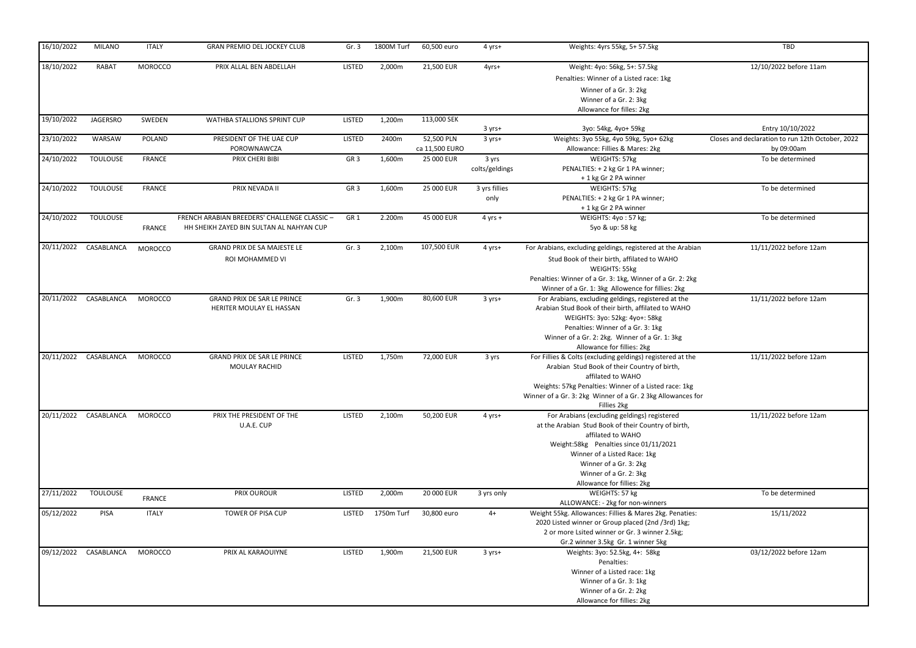| | | | | | | | | | |
|---|---|---|---|---|---|---|---|---|---|
| 16/10/2022 | MILANO | ITALY | GRAN PREMIO DEL JOCKEY CLUB | Gr. 3 | 1800M Turf | 60,500 euro | 4 yrs+ | Weights: 4yrs 55kg, 5+ 57.5kg | TBD |
| 18/10/2022 | RABAT | MOROCCO | PRIX ALLAL BEN ABDELLAH | LISTED | 2,000m | 21,500 EUR | 4yrs+ | Weight: 4yo: 56kg, 5+: 57.5kg<br>Penalties: Winner of a Listed race: 1kg<br>Winner of a Gr. 3: 2kg<br>Winner of a Gr. 2: 3kg<br>Allowance for filles: 2kg | 12/10/2022 before 11am |
| 19/10/2022 | JAGERSRO | SWEDEN | WATHBA STALLIONS SPRINT CUP | LISTED | 1,200m | 113,000 SEK | 3 yrs+ | 3yo: 54kg, 4yo+ 59kg | Entry 10/10/2022 |
| 23/10/2022 | WARSAW | POLAND | PRESIDENT OF THE UAE CUP POROWNAWCZA | LISTED | 2400m | 52,500 PLN ca 11,500 EURO | 3 yrs+ | Weights: 3yo 55kg, 4yo 59kg, 5yo+ 62kg<br>Allowance: Fillies & Mares: 2kg | Closes and declaration to run 12th October, 2022 by 09:00am |
| 24/10/2022 | TOULOUSE | FRANCE | PRIX CHERI BIBI | GR 3 | 1,600m | 25 000 EUR | 3 yrs colts/geldings | WEIGHTS: 57kg<br>PENALTIES: + 2 kg Gr 1 PA winner;<br>+ 1 kg Gr 2 PA winner | To be determined |
| 24/10/2022 | TOULOUSE | FRANCE | PRIX NEVADA II | GR 3 | 1,600m | 25 000 EUR | 3 yrs fillies only | WEIGHTS: 57kg<br>PENALTIES: + 2 kg Gr 1 PA winner;<br>+ 1 kg Gr 2 PA winner | To be determined |
| 24/10/2022 | TOULOUSE | FRANCE | FRENCH ARABIAN BREEDERS' CHALLENGE CLASSIC – HH SHEIKH ZAYED BIN SULTAN AL NAHYAN CUP | GR 1 | 2.200m | 45 000 EUR | 4 yrs + | WEIGHTS: 4yo : 57 kg;<br>5yo & up: 58 kg | To be determined |
| 20/11/2022 | CASABLANCA | MOROCCO | GRAND PRIX DE SA MAJESTE LE ROI MOHAMMED VI | Gr. 3 | 2,100m | 107,500 EUR | 4 yrs+ | For Arabians, excluding geldings, registered at the Arabian Stud Book of their birth, affilated to WAHO<br>WEIGHTS: 55kg<br>Penalties: Winner of a Gr. 3: 1kg, Winner of a Gr. 2: 2kg<br>Winner of a Gr. 1: 3kg Allowence for fillies: 2kg | 11/11/2022 before 12am |
| 20/11/2022 | CASABLANCA | MOROCCO | GRAND PRIX DE SAR LE PRINCE HERITER MOULAY EL HASSAN | Gr. 3 | 1,900m | 80,600 EUR | 3 yrs+ | For Arabians, excluding geldings, registered at the Arabian Stud Book of their birth, affilated to WAHO<br>WEIGHTS: 3yo: 52kg: 4yo+: 58kg<br>Penalties: Winner of a Gr. 3: 1kg<br>Winner of a Gr. 2: 2kg. Winner of a Gr. 1: 3kg<br>Allowance for fillies: 2kg | 11/11/2022 before 12am |
| 20/11/2022 | CASABLANCA | MOROCCO | GRAND PRIX DE SAR LE PRINCE MOULAY RACHID | LISTED | 1,750m | 72,000 EUR | 3 yrs | For Fillies & Colts (excluding geldings) registered at the Arabian Stud Book of their Country of birth, affilated to WAHO<br>Weights: 57kg Penalties: Winner of a Listed race: 1kg<br>Winner of a Gr. 3: 2kg Winner of a Gr. 2 3kg Allowances for Fillies 2kg | 11/11/2022 before 12am |
| 20/11/2022 | CASABLANCA | MOROCCO | PRIX THE PRESIDENT OF THE U.A.E. CUP | LISTED | 2,100m | 50,200 EUR | 4 yrs+ | For Arabians (excluding geldings) registered at the Arabian Stud Book of their Country of birth, affilated to WAHO<br>Weight:58kg Penalties since 01/11/2021<br>Winner of a Listed Race: 1kg<br>Winner of a Gr. 3: 2kg<br>Winner of a Gr. 2: 3kg<br>Allowance for fillies: 2kg | 11/11/2022 before 12am |
| 27/11/2022 | TOULOUSE | FRANCE | PRIX OUROUR | LISTED | 2,000m | 20 000 EUR | 3 yrs only | WEIGHTS: 57 kg<br>ALLOWANCE: - 2kg for non-winners | To be determined |
| 05/12/2022 | PISA | ITALY | TOWER OF PISA CUP | LISTED | 1750m Turf | 30,800 euro | 4+ | Weight 55kg. Allowances: Fillies & Mares 2kg. Penaties: 2020 Listed winner or Group placed (2nd /3rd) 1kg;<br>2 or more Lsited winner or Gr. 3 winner 2.5kg;<br>Gr.2 winner 3.5kg Gr. 1 winner 5kg | 15/11/2022 |
| 09/12/2022 | CASABLANCA | MOROCCO | PRIX AL KARAOUIYNE | LISTED | 1,900m | 21,500 EUR | 3 yrs+ | Weights: 3yo: 52.5kg, 4+: 58kg<br>Penalties:<br>Winner of a Listed race: 1kg<br>Winner of a Gr. 3: 1kg<br>Winner of a Gr. 2: 2kg<br>Allowance for fillies: 2kg | 03/12/2022 before 12am |